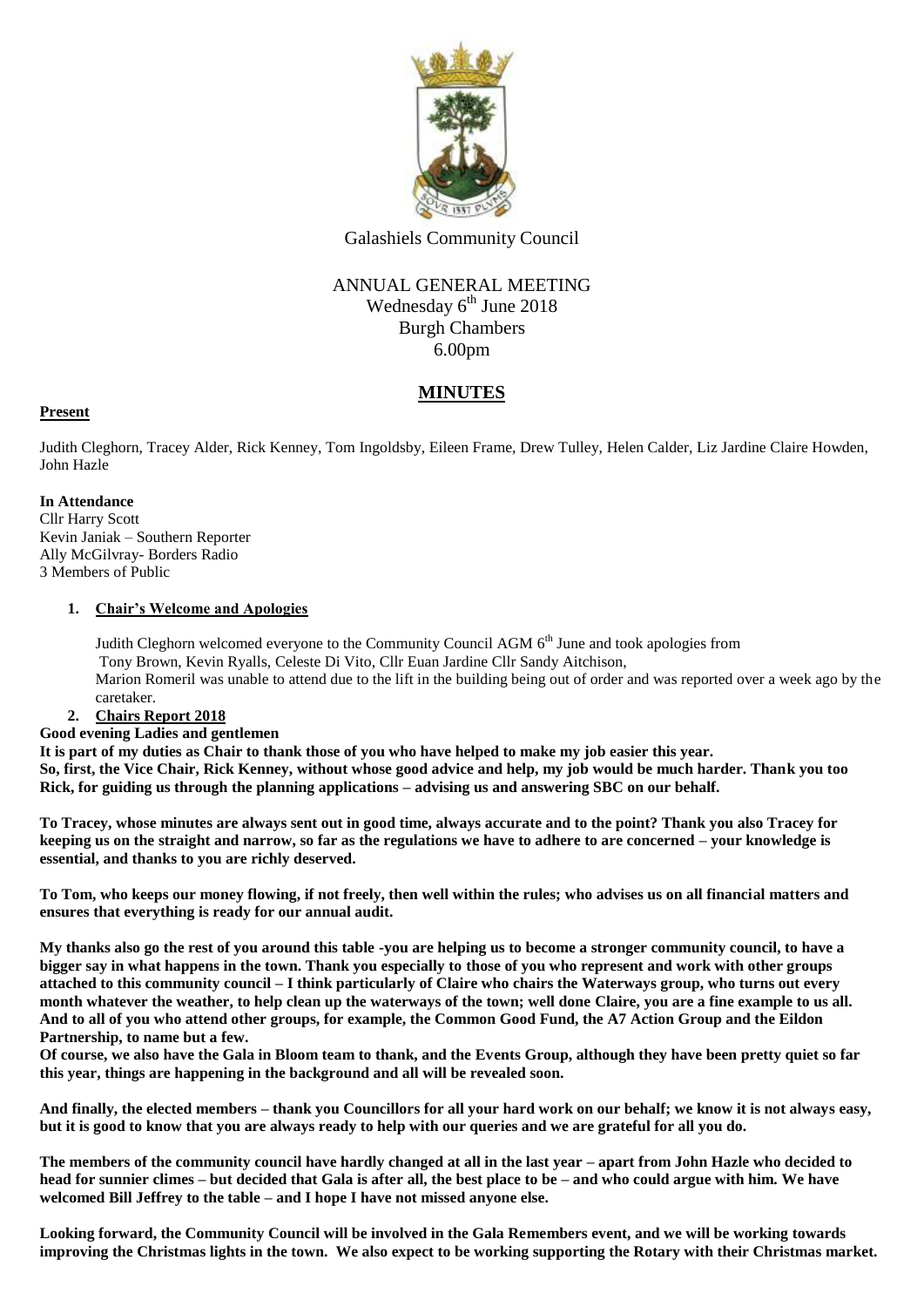Galashiels Community Council

ANNUAL GENERAL MEETING
Wednesday 6th June 2018
Burgh Chambers
6.00pm

# MINUTES

**Present**

Judith Cleghorn, Tracey Alder, Rick Kenney, Tom Ingoldsby, Eileen Frame, Drew Tulley, Helen Calder, Liz Jardine Claire Howden, John Hazle

**In Attendance**

Cllr Harry Scott
Kevin Janiak – Southern Reporter
Ally McGilvray- Borders Radio
3 Members of Public

1. **Chair's Welcome and Apologies**

   Judith Cleghorn welcomed everyone to the Community Council AGM 6th June and took apologies from Tony Brown, Kevin Ryalls, Celeste Di Vito, Cllr Euan Jardine Cllr Sandy Aitchison,
   Marion Romeril was unable to attend due to the lift in the building being out of order and was reported over a week ago by the caretaker.

2. **Chairs Report 2018**

**Good evening Ladies and gentlemen**

**It is part of my duties as Chair to thank those of you who have helped to make my job easier this year.**
**So, first, the Vice Chair, Rick Kenney, without whose good advice and help, my job would be much harder. Thank you too Rick, for guiding us through the planning applications – advising us and answering SBC on our behalf.**

**To Tracey, whose minutes are always sent out in good time, always accurate and to the point? Thank you also Tracey for keeping us on the straight and narrow, so far as the regulations we have to adhere to are concerned – your knowledge is essential, and thanks to you are richly deserved.**

**To Tom, who keeps our money flowing, if not freely, then well within the rules; who advises us on all financial matters and ensures that everything is ready for our annual audit.**

**My thanks also go the rest of you around this table -you are helping us to become a stronger community council, to have a bigger say in what happens in the town. Thank you especially to those of you who represent and work with other groups attached to this community council – I think particularly of Claire who chairs the Waterways group, who turns out every month whatever the weather, to help clean up the waterways of the town; well done Claire, you are a fine example to us all. And to all of you who attend other groups, for example, the Common Good Fund, the A7 Action Group and the Eildon Partnership, to name but a few.**

**Of course, we also have the Gala in Bloom team to thank, and the Events Group, although they have been pretty quiet so far this year, things are happening in the background and all will be revealed soon.**

**And finally, the elected members – thank you Councillors for all your hard work on our behalf; we know it is not always easy, but it is good to know that you are always ready to help with our queries and we are grateful for all you do.**

**The members of the community council have hardly changed at all in the last year – apart from John Hazle who decided to head for sunnier climes – but decided that Gala is after all, the best place to be – and who could argue with him. We have welcomed Bill Jeffrey to the table – and I hope I have not missed anyone else.**

**Looking forward, the Community Council will be involved in the Gala Remembers event, and we will be working towards improving the Christmas lights in the town. We also expect to be working supporting the Rotary with their Christmas market.**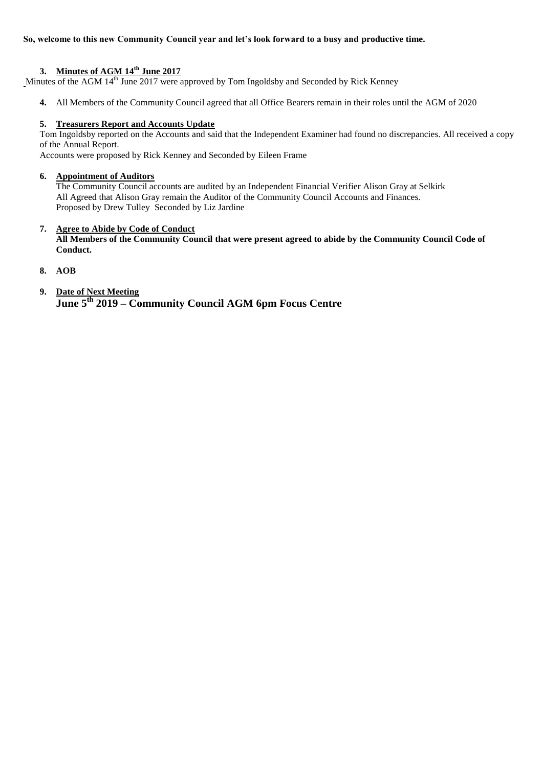**So, welcome to this new Community Council year and let's look forward to a busy and productive time.**

3. **Minutes of AGM 14th June 2017**

Minutes of the AGM 14th June 2017 were approved by Tom Ingoldsby and Seconded by Rick Kenney

4. All Members of the Community Council agreed that all Office Bearers remain in their roles until the AGM of 2020

5. **Treasurers Report and Accounts Update**

   Tom Ingoldsby reported on the Accounts and said that the Independent Examiner had found no discrepancies. All received a copy of the Annual Report.
   Accounts were proposed by Rick Kenney and Seconded by Eileen Frame

6. **Appointment of Auditors**

   The Community Council accounts are audited by an Independent Financial Verifier Alison Gray at Selkirk
   All Agreed that Alison Gray remain the Auditor of the Community Council Accounts and Finances.
   Proposed by Drew Tulley Seconded by Liz Jardine

7. **Agree to Abide by Code of Conduct**

   **All Members of the Community Council that were present agreed to abide by the Community Council Code of Conduct.**

8. **AOB**

9. **Date of Next Meeting**

   **June 5th 2019 – Community Council AGM 6pm Focus Centre**